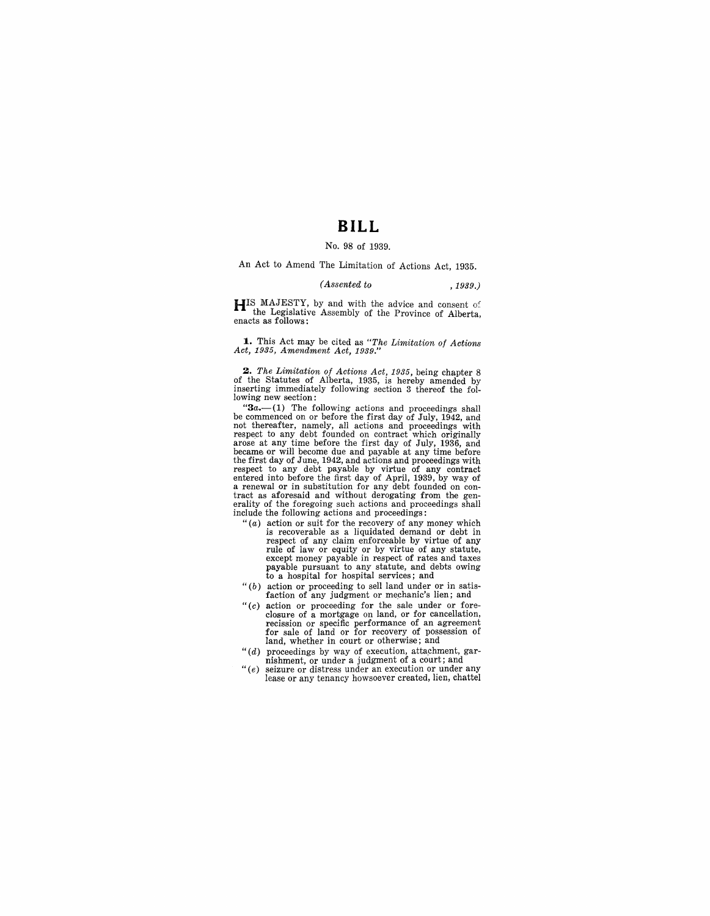# BILL

No. 98 of 1939.

An Act to Amend The Limitation of Actions Act, 1935.

*(Assented to , 1939.)*

HIS MAJESTY, by and with the advice and consent of the Legislative Assembly of the Province of Alberta, enacts as follows:

**1.** This Act may be cited as *"The Limitation of Actions Act, 1935, Amendment Act, 1939."*

**2.** *The Limitation of Actions Act, 1935*, being chapter 8 of the Statutes of Alberta, 1935, is hereby amended by inserting immediately following section 3 thereof the following new section:

"**3a.**—(1) The following actions and proceedings shall be commenced on or before the first day of July, 1942, and not thereafter, namely, all actions and proceedings with respect to any debt founded on contract which originally arose at any time before the first day of July, 1936, and became or will become due and payable at any time before the first day of June, 1942, and actions and proceedings with respect to any debt payable by virtue of any contract entered into before the first day of April, 1939, by way of a renewal or in substitution for any debt founded on contract as aforesaid and without derogating from the generality of the foregoing such actions and proceedings shall include the following actions and proceedings:

"(*a*) action or suit for the recovery of any money which is recoverable as a liquidated demand or debt in respect of any claim enforceable by virtue of any rule of law or equity or by virtue of any statute, except money payable in respect of rates and taxes payable pursuant to any statute, and debts owing to a hospital for hospital services; and

"(*b*) action or proceeding to sell land under or in satisfaction of any judgment or mechanic's lien; and

"(*c*) action or proceeding for the sale under or foreclosure of a mortgage on land, or for cancellation, recission or specific performance of an agreement for sale of land or for recovery of possession of land, whether in court or otherwise; and

"(*d*) proceedings by way of execution, attachment, garnishment, or under a judgment of a court; and

"(*e*) seizure or distress under an execution or under any lease or any tenancy howsoever created, lien, chattel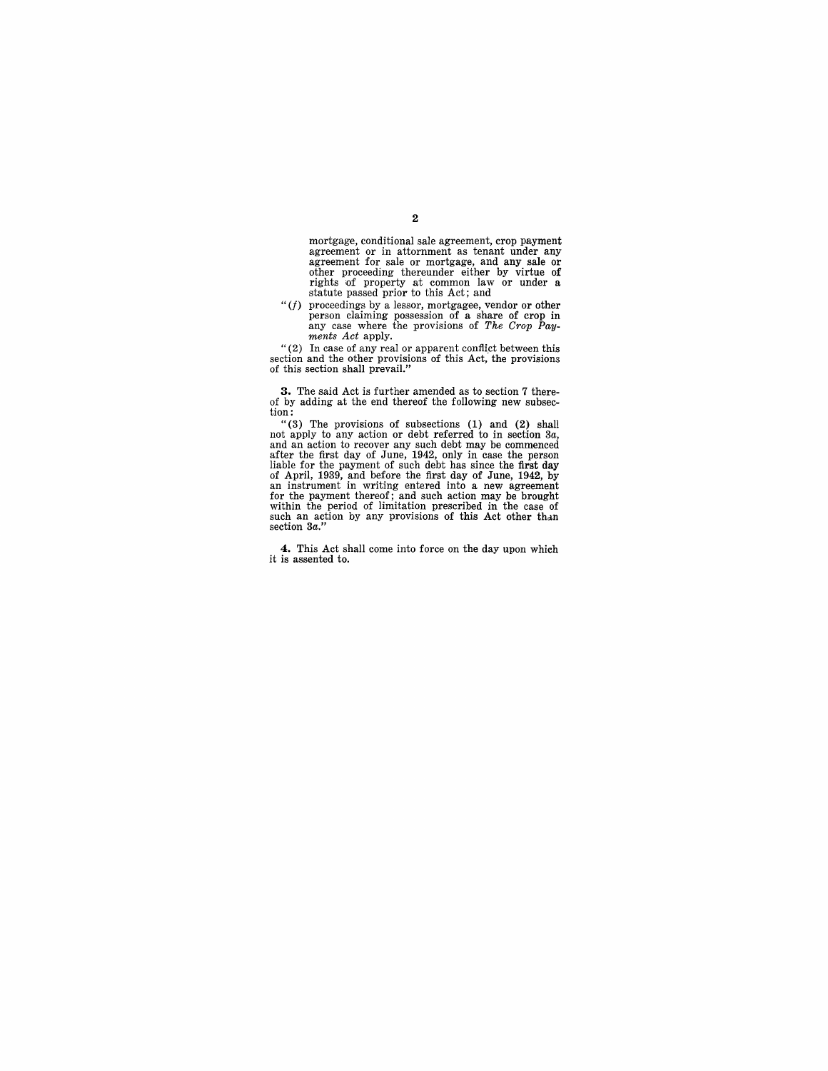mortgage, conditional sale agreement, crop payment agreement or in attornment as tenant under any agreement for sale or mortgage, and any sale or other proceeding thereunder either by virtue of rights of property at common law or under a statute passed prior to this Act; and

"(*f*) proceedings by a lessor, mortgagee, vendor or other person claiming possession of a share of crop in any case where the provisions of *The Crop Payments Act* apply.

"(2) In case of any real or apparent conflict between this section and the other provisions of this Act, the provisions of this section shall prevail."

**3.** The said Act is further amended as to section 7 thereof by adding at the end thereof the following new subsection:

"(3) The provisions of subsections (1) and (2) shall not apply to any action or debt referred to in section 3*a*, and an action to recover any such debt may be commenced after the first day of June, 1942, only in case the person liable for the payment of such debt has since the first day of April, 1939, and before the first day of June, 1942, by an instrument in writing entered into a new agreement for the payment thereof; and such action may be brought within the period of limitation prescribed in the case of such an action by any provisions of this Act other than section 3*a*."

**4.** This Act shall come into force on the day upon which it is assented to.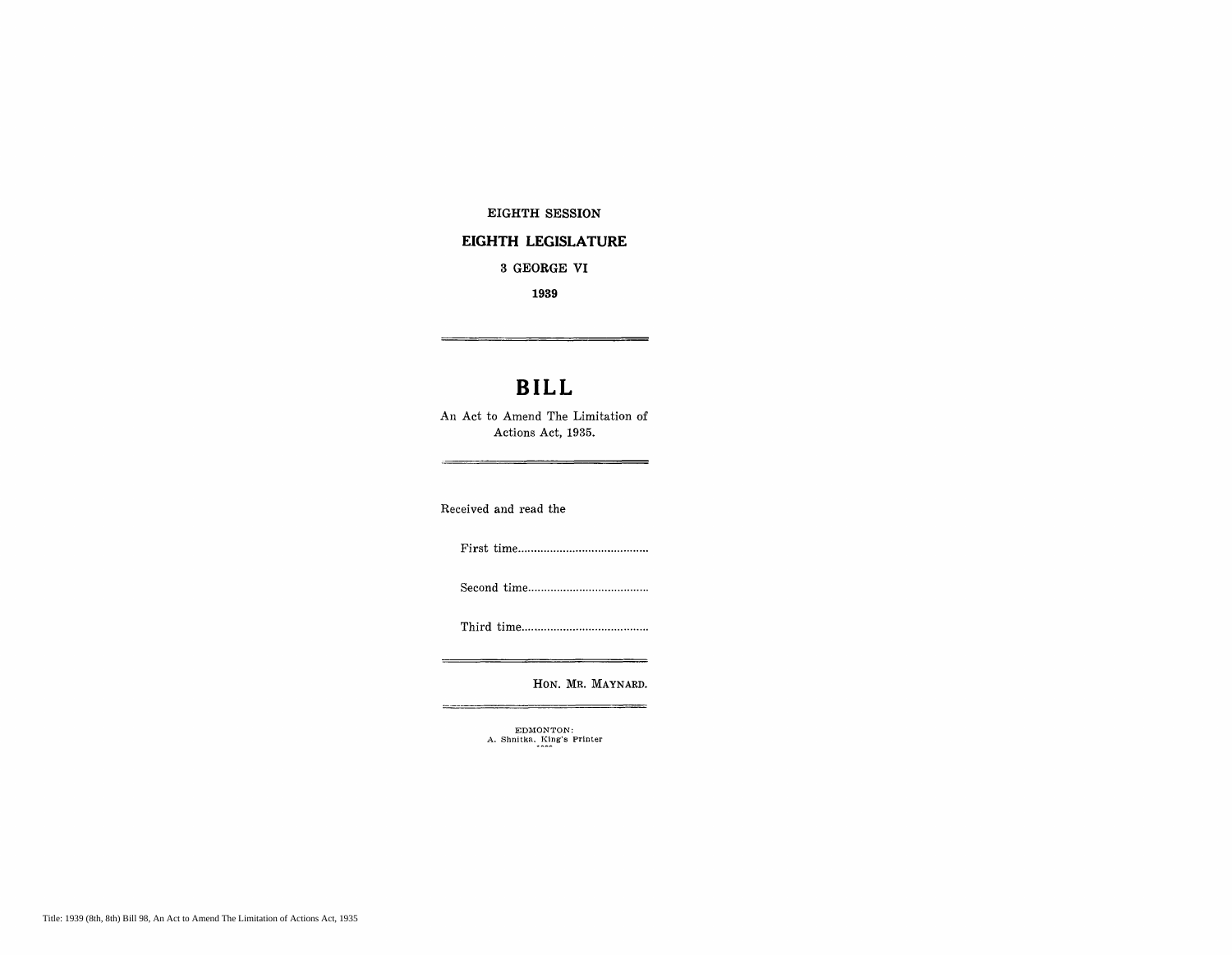EIGHTH SESSION

**EIGHTH LEGISLATURE**

3 GEORGE VI

**1939**

# BILL

An Act to Amend The Limitation of Actions Act, 1935.

Received and read the

First time..........................................

Second time......................................

Third time........................................

HON. MR. MAYNARD.

EDMONTON:
A. Shnitka, King's Printer

Title: 1939 (8th, 8th) Bill 98, An Act to Amend The Limitation of Actions Act, 1935